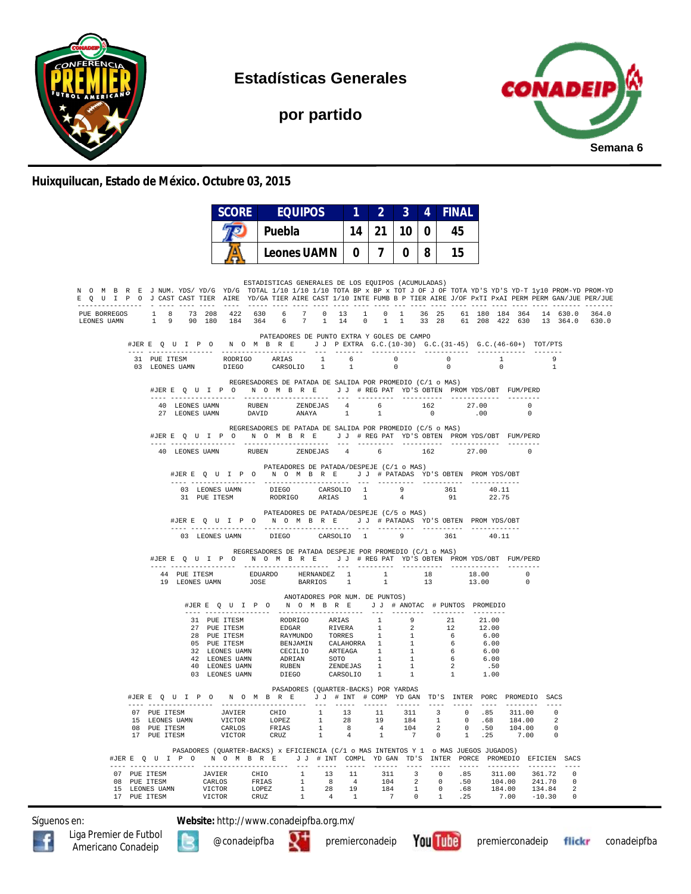# Estadísticas Generales

## por partido

Semana 6

**Huixquilucan, Estado de México. Octubre 03, 2015**

| SCORE | EQUIPOS | 1 | 2 | 3 | 4 | FINAL |
|---|---|---|---|---|---|---|
| | Puebla | 14 | 21 | 10 | 0 | 45 |
| | Leones UAMN | 0 | 7 | 0 | 8 | 15 |

### ESTADISTICAS GENERALES DE LOS EQUIPOS (ACUMULADAS)

| NOMBRE EQUIPO | J J | NUM. CAST | YDS/ CAST | YD/G TIER | YD/G AIRE | TOTAL YD/GA | 1/10 TIER | 1/10 AIRE | 1/10 CAST | TOTA 1/10 | BP x INTE | BP x FUMB | TOT B P | J OF TIER | J OF AIRE | TOTA J/OF | YD'S PxTI | YD'S PxAI | YD-T PERM | 1y10 PERM | PROM-YD GAN/JUE | PROM-YD PER/JUE |
|---|---|---|---|---|---|---|---|---|---|---|---|---|---|---|---|---|---|---|---|---|---|---|
| PUE BORREGOS | 1 | 8 | 73 | 208 | 422 | 630 | 6 | 7 | 0 | 13 | 1 | 0 | 1 | 36 | 25 | 61 | 180 | 184 | 364 | 14 | 630.0 | 364.0 |
| LEONES UAMN | 1 | 9 | 90 | 180 | 184 | 364 | 6 | 7 | 1 | 14 | 0 | 1 | 1 | 33 | 28 | 61 | 208 | 422 | 630 | 13 | 364.0 | 630.0 |

### PATEADORES DE PUNTO EXTRA Y GOLES DE CAMPO

| #JER | EQUIPO | NOMBRE | | J J | P EXTRA | G.C.(10-30) | G.C.(31-45) | G.C.(46-60+) | TOT/PTS |
|---|---|---|---|---|---|---|---|---|---|
| 31 | PUE ITESM | RODRIGO | ARIAS | 1 | 6 | 0 | 0 | 1 | 9 |
| 03 | LEONES UAMN | DIEGO | CARSOLIO | 1 | 1 | 0 | 0 | 0 | 1 |

### REGRESADORES DE PATADA DE SALIDA POR PROMEDIO (C/1 o MAS)

| #JER | EQUIPO | NOMBRE | | J J | # REG PAT | YD'S OBTEN | PROM YDS/OBT | FUM/PERD |
|---|---|---|---|---|---|---|---|---|
| 40 | LEONES UAMN | RUBEN | ZENDEJAS | 4 | 6 | 162 | 27.00 | 0 |
| 27 | LEONES UAMN | DAVID | ANAYA | 1 | 1 | 0 | .00 | 0 |

### REGRESADORES DE PATADA DE SALIDA POR PROMEDIO (C/5 o MAS)

| #JER | EQUIPO | NOMBRE | | J J | # REG PAT | YD'S OBTEN | PROM YDS/OBT | FUM/PERD |
|---|---|---|---|---|---|---|---|---|
| 40 | LEONES UAMN | RUBEN | ZENDEJAS | 4 | 6 | 162 | 27.00 | 0 |

### PATEADORES DE PATADA/DESPEJE (C/1 o MAS)

| #JER | EQUIPO | NOMBRE | | J J | # PATADAS | YD'S OBTEN | PROM YDS/OBT |
|---|---|---|---|---|---|---|---|
| 03 | LEONES UAMN | DIEGO | CARSOLIO | 1 | 9 | 361 | 40.11 |
| 31 | PUE ITESM | RODRIGO | ARIAS | 1 | 4 | 91 | 22.75 |

### PATEADORES DE PATADA/DESPEJE (C/5 o MAS)

| #JER | EQUIPO | NOMBRE | | J J | # PATADAS | YD'S OBTEN | PROM YDS/OBT |
|---|---|---|---|---|---|---|---|
| 03 | LEONES UAMN | DIEGO | CARSOLIO | 1 | 9 | 361 | 40.11 |

### REGRESADORES DE PATADA DESPEJE POR PROMEDIO (C/1 o MAS)

| #JER | EQUIPO | NOMBRE | | J J | # REG PAT | YD'S OBTEN | PROM YDS/OBT | FUM/PERD |
|---|---|---|---|---|---|---|---|---|
| 44 | PUE ITESM | EDUARDO | HERNANDEZ | 1 | 1 | 18 | 18.00 | 0 |
| 19 | LEONES UAMN | JOSE | BARRIOS | 1 | 1 | 13 | 13.00 | 0 |

### ANOTADORES POR NUM. DE PUNTOS)

| #JER | EQUIPO | NOMBRE | | J J | # ANOTAC | # PUNTOS | PROMEDIO |
|---|---|---|---|---|---|---|---|
| 31 | PUE ITESM | RODRIGO | ARIAS | 1 | 9 | 21 | 21.00 |
| 27 | PUE ITESM | EDGAR | RIVERA | 1 | 2 | 12 | 12.00 |
| 28 | PUE ITESM | RAYMUNDO | TORRES | 1 | 1 | 6 | 6.00 |
| 05 | PUE ITESM | BENJAMIN | CALAHORRA | 1 | 1 | 6 | 6.00 |
| 32 | LEONES UAMN | CECILIO | ARTEAGA | 1 | 1 | 6 | 6.00 |
| 42 | LEONES UAMN | ADRIAN | SOTO | 1 | 1 | 6 | 6.00 |
| 40 | LEONES UAMN | RUBEN | ZENDEJAS | 1 | 1 | 2 | .50 |
| 03 | LEONES UAMN | DIEGO | CARSOLIO | 1 | 1 | 1 | 1.00 |

### PASADORES (QUARTER-BACKS) POR YARDAS

| #JER | EQUIPO | NOMBRE | | J J | # INT | # COMP | YD GAN | TD'S | INTER | PORC | PROMEDIO | SACS |
|---|---|---|---|---|---|---|---|---|---|---|---|---|
| 07 | PUE ITESM | JAVIER | CHIO | 1 | 13 | 11 | 311 | 3 | 0 | .85 | 311.00 | 0 |
| 15 | LEONES UAMN | VICTOR | LOPEZ | 1 | 28 | 19 | 184 | 1 | 0 | .68 | 184.00 | 2 |
| 08 | PUE ITESM | CARLOS | FRIAS | 1 | 8 | 4 | 104 | 2 | 0 | .50 | 104.00 | 0 |
| 17 | PUE ITESM | VICTOR | CRUZ | 1 | 4 | 1 | 7 | 0 | 1 | .25 | 7.00 | 0 |

### PASADORES (QUARTER-BACKS) x EFICIENCIA (C/1 o MAS INTENTOS Y 1 o MAS JUEGOS JUGADOS)

| #JER | EQUIPO | NOMBRE | | J J | # INT | COMPL | YD GAN | TD'S | INTER | PORCE | PROMEDIO | EFICIEN | SACS |
|---|---|---|---|---|---|---|---|---|---|---|---|---|---|
| 07 | PUE ITESM | JAVIER | CHIO | 1 | 13 | 11 | 311 | 3 | 0 | .85 | 311.00 | 361.72 | 0 |
| 08 | PUE ITESM | CARLOS | FRIAS | 1 | 8 | 4 | 104 | 2 | 0 | .50 | 104.00 | 241.70 | 0 |
| 15 | LEONES UAMN | VICTOR | LOPEZ | 1 | 28 | 19 | 184 | 1 | 0 | .68 | 184.00 | 134.84 | 2 |
| 17 | PUE ITESM | VICTOR | CRUZ | 1 | 4 | 1 | 7 | 0 | 1 | .25 | 7.00 | -10.30 | 0 |

Síguenos en: **Website:** http://www.conadeipfba.org.mx/

Liga Premier de Futbol Americano Conadeip | @conadeipfba | premierconadeip | premierconadeip | conadeipfba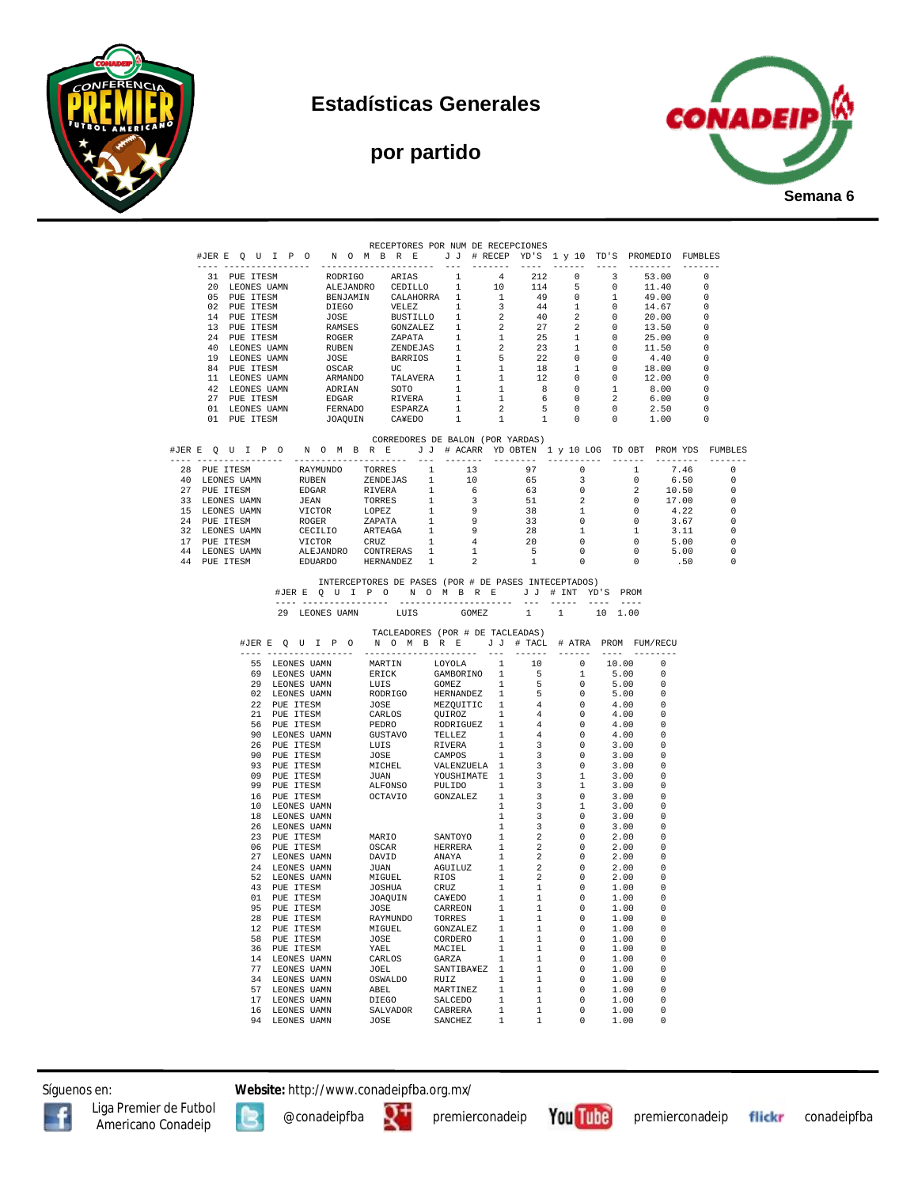# Estadísticas Generales

## por partido

Semana 6

### RECEPTORES POR NUM DE RECEPCIONES

| #JER | E Q U I P O | N O M B R E | | J J | # RECEP | YD'S | 1 y 10 | TD'S | PROMEDIO | FUMBLES |
|---|---|---|---|---|---|---|---|---|---|---|
| 31 | PUE ITESM | RODRIGO | ARIAS | 1 | 4 | 212 | 0 | 3 | 53.00 | 0 |
| 20 | LEONES UAMN | ALEJANDRO | CEDILLO | 1 | 10 | 114 | 5 | 0 | 11.40 | 0 |
| 05 | PUE ITESM | BENJAMIN | CALAHORRA | 1 | 1 | 49 | 0 | 1 | 49.00 | 0 |
| 02 | PUE ITESM | DIEGO | VELEZ | 1 | 3 | 44 | 1 | 0 | 14.67 | 0 |
| 14 | PUE ITESM | JOSE | BUSTILLO | 1 | 2 | 40 | 2 | 0 | 20.00 | 0 |
| 13 | PUE ITESM | RAMSES | GONZALEZ | 1 | 2 | 27 | 2 | 0 | 13.50 | 0 |
| 24 | PUE ITESM | ROGER | ZAPATA | 1 | 1 | 25 | 1 | 0 | 25.00 | 0 |
| 40 | LEONES UAMN | RUBEN | ZENDEJAS | 1 | 2 | 23 | 1 | 0 | 11.50 | 0 |
| 19 | LEONES UAMN | JOSE | BARRIOS | 1 | 5 | 22 | 0 | 0 | 4.40 | 0 |
| 84 | PUE ITESM | OSCAR | UC | 1 | 1 | 18 | 1 | 0 | 18.00 | 0 |
| 11 | LEONES UAMN | ARMANDO | TALAVERA | 1 | 1 | 12 | 0 | 0 | 12.00 | 0 |
| 42 | LEONES UAMN | ADRIAN | SOTO | 1 | 1 | 8 | 0 | 1 | 8.00 | 0 |
| 27 | PUE ITESM | EDGAR | RIVERA | 1 | 1 | 6 | 0 | 2 | 6.00 | 0 |
| 01 | LEONES UAMN | FERNADO | ESPARZA | 1 | 2 | 5 | 0 | 0 | 2.50 | 0 |
| 01 | PUE ITESM | JOAQUIN | CA¥EDO | 1 | 1 | 1 | 0 | 0 | 1.00 | 0 |

### CORREDORES DE BALON (POR YARDAS)

| #JER | E Q U I P O | N O M B R E | | J J | # ACARR | YD OBTEN | 1 y 10 LOG | TD OBT | PROM YDS | FUMBLES |
|---|---|---|---|---|---|---|---|---|---|---|
| 28 | PUE ITESM | RAYMUNDO | TORRES | 1 | 13 | 97 | 0 | 1 | 7.46 | 0 |
| 40 | LEONES UAMN | RUBEN | ZENDEJAS | 1 | 10 | 65 | 3 | 0 | 6.50 | 0 |
| 27 | PUE ITESM | EDGAR | RIVERA | 1 | 6 | 63 | 0 | 2 | 10.50 | 0 |
| 33 | LEONES UAMN | JEAN | TORRES | 1 | 3 | 51 | 2 | 0 | 17.00 | 0 |
| 15 | LEONES UAMN | VICTOR | LOPEZ | 1 | 9 | 38 | 1 | 0 | 4.22 | 0 |
| 24 | PUE ITESM | ROGER | ZAPATA | 1 | 9 | 33 | 0 | 0 | 3.67 | 0 |
| 32 | LEONES UAMN | CECILIO | ARTEAGA | 1 | 9 | 28 | 1 | 1 | 3.11 | 0 |
| 17 | PUE ITESM | VICTOR | CRUZ | 1 | 4 | 20 | 0 | 0 | 5.00 | 0 |
| 44 | LEONES UAMN | ALEJANDRO | CONTRERAS | 1 | 1 | 5 | 0 | 0 | 5.00 | 0 |
| 44 | PUE ITESM | EDUARDO | HERNANDEZ | 1 | 2 | 1 | 0 | 0 | .50 | 0 |

### INTERCEPTORES DE PASES (POR # DE PASES INTECEPTADOS)

| #JER | E Q U I P O | N O M B R E | | J J | # INT | YD'S | PROM |
|---|---|---|---|---|---|---|---|
| 29 | LEONES UAMN | LUIS | GOMEZ | 1 | 1 | 10 | 1.00 |

### TACLEADORES (POR # DE TACLEADAS)

| #JER | E Q U I P O | N O M B R E | | J J | # TACL | # ATRA | PROM | FUM/RECU |
|---|---|---|---|---|---|---|---|---|
| 55 | LEONES UAMN | MARTIN | LOYOLA | 1 | 10 | 0 | 10.00 | 0 |
| 69 | LEONES UAMN | ERICK | GAMBORINO | 1 | 5 | 1 | 5.00 | 0 |
| 29 | LEONES UAMN | LUIS | GOMEZ | 1 | 5 | 0 | 5.00 | 0 |
| 02 | LEONES UAMN | RODRIGO | HERNANDEZ | 1 | 5 | 0 | 5.00 | 0 |
| 22 | PUE ITESM | JOSE | MEZQUITIC | 1 | 4 | 0 | 4.00 | 0 |
| 21 | PUE ITESM | CARLOS | QUIROZ | 1 | 4 | 0 | 4.00 | 0 |
| 56 | PUE ITESM | PEDRO | RODRIGUEZ | 1 | 4 | 0 | 4.00 | 0 |
| 90 | LEONES UAMN | GUSTAVO | TELLEZ | 1 | 4 | 0 | 4.00 | 0 |
| 26 | PUE ITESM | LUIS | RIVERA | 1 | 3 | 0 | 3.00 | 0 |
| 90 | PUE ITESM | JOSE | CAMPOS | 1 | 3 | 0 | 3.00 | 0 |
| 93 | PUE ITESM | MICHEL | VALENZUELA | 1 | 3 | 0 | 3.00 | 0 |
| 09 | PUE ITESM | JUAN | YOUSHIMATE | 1 | 3 | 1 | 3.00 | 0 |
| 99 | PUE ITESM | ALFONSO | PULIDO | 1 | 3 | 1 | 3.00 | 0 |
| 16 | PUE ITESM | OCTAVIO | GONZALEZ | 1 | 3 | 0 | 3.00 | 0 |
| 10 | LEONES UAMN | | | 1 | 3 | 1 | 3.00 | 0 |
| 18 | LEONES UAMN | | | 1 | 3 | 0 | 3.00 | 0 |
| 26 | LEONES UAMN | | | 1 | 3 | 0 | 3.00 | 0 |
| 23 | PUE ITESM | MARIO | SANTOYO | 1 | 2 | 0 | 2.00 | 0 |
| 06 | PUE ITESM | OSCAR | HERRERA | 1 | 2 | 0 | 2.00 | 0 |
| 27 | LEONES UAMN | DAVID | ANAYA | 1 | 2 | 0 | 2.00 | 0 |
| 24 | LEONES UAMN | JUAN | AGUILUZ | 1 | 2 | 0 | 2.00 | 0 |
| 52 | LEONES UAMN | MIGUEL | RIOS | 1 | 2 | 0 | 2.00 | 0 |
| 43 | PUE ITESM | JOSHUA | CRUZ | 1 | 1 | 0 | 1.00 | 0 |
| 01 | PUE ITESM | JOAQUIN | CA¥EDO | 1 | 1 | 0 | 1.00 | 0 |
| 95 | PUE ITESM | JOSE | CARREON | 1 | 1 | 0 | 1.00 | 0 |
| 28 | PUE ITESM | RAYMUNDO | TORRES | 1 | 1 | 0 | 1.00 | 0 |
| 12 | PUE ITESM | MIGUEL | GONZALEZ | 1 | 1 | 0 | 1.00 | 0 |
| 58 | PUE ITESM | JOSE | CORDERO | 1 | 1 | 0 | 1.00 | 0 |
| 36 | PUE ITESM | YAEL | MACIEL | 1 | 1 | 0 | 1.00 | 0 |
| 14 | LEONES UAMN | CARLOS | GARZA | 1 | 1 | 0 | 1.00 | 0 |
| 77 | LEONES UAMN | JOEL | SANTIBA¥EZ | 1 | 1 | 0 | 1.00 | 0 |
| 34 | LEONES UAMN | OSWALDO | RUIZ | 1 | 1 | 0 | 1.00 | 0 |
| 57 | LEONES UAMN | ABEL | MARTINEZ | 1 | 1 | 0 | 1.00 | 0 |
| 17 | LEONES UAMN | DIEGO | SALCEDO | 1 | 1 | 0 | 1.00 | 0 |
| 16 | LEONES UAMN | SALVADOR | CABRERA | 1 | 1 | 0 | 1.00 | 0 |
| 94 | LEONES UAMN | JOSE | SANCHEZ | 1 | 1 | 0 | 1.00 | 0 |

Síguenos en: Liga Premier de Futbol Americano Conadeip | @conadeipfba | premierconadeip | premierconadeip | conadeipfba

**Website:** http://www.conadeipfba.org.mx/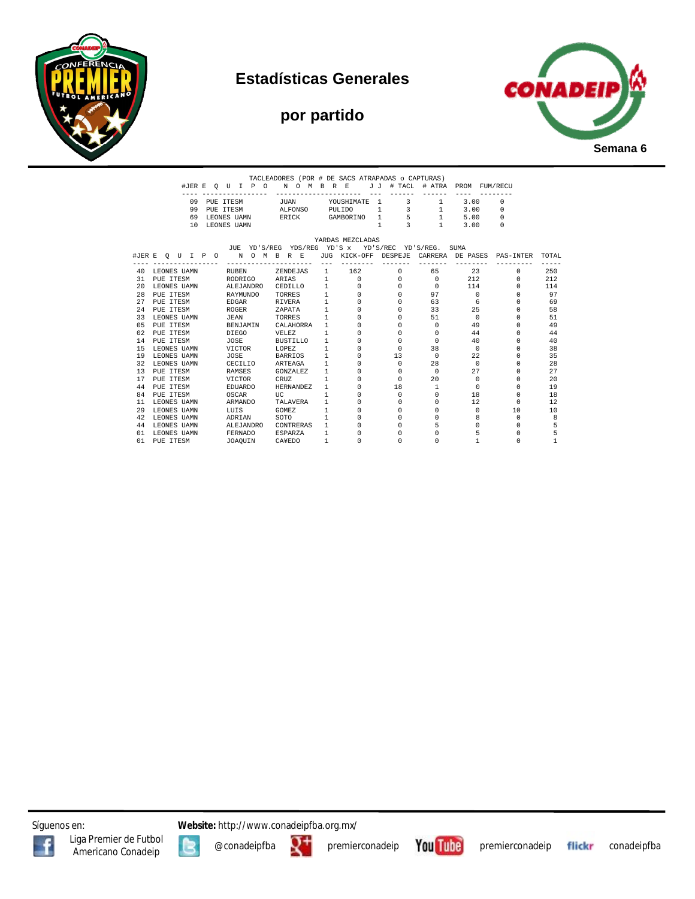# Estadísticas Generales

## por partido

Semana 6

TACLEADORES (POR # DE SACS ATRAPADAS o CAPTURAS)

| #JER | E Q U I P O | N O M B R E | | J J | # TACL | # ATRA | PROM | FUM/RECU |
|---|---|---|---|---|---|---|---|---|
| 09 | PUE ITESM | JUAN | YOUSHIMATE | 1 | 3 | 1 | 3.00 | 0 |
| 99 | PUE ITESM | ALFONSO | PULIDO | 1 | 3 | 1 | 3.00 | 0 |
| 69 | LEONES UAMN | ERICK | GAMBORINO | 1 | 5 | 1 | 5.00 | 0 |
| 10 | LEONES UAMN | | | 1 | 3 | 1 | 3.00 | 0 |

YARDAS MEZCLADAS

| #JER | E Q U I P O | N O M B R E | | JUE JUG | YD'S/REG KICK-OFF | YDS/REG DESPEJE | YD'S x CARRERA | YD'S/REC DE PASES | YD'S/REG. PAS-INTER | SUMA TOTAL |
|---|---|---|---|---|---|---|---|---|---|---|
| 40 | LEONES UAMN | RUBEN | ZENDEJAS | 1 | 162 | 0 | 65 | 23 | 0 | 250 |
| 31 | PUE ITESM | RODRIGO | ARIAS | 1 | 0 | 0 | 0 | 212 | 0 | 212 |
| 20 | LEONES UAMN | ALEJANDRO | CEDILLO | 1 | 0 | 0 | 0 | 114 | 0 | 114 |
| 28 | PUE ITESM | RAYMUNDO | TORRES | 1 | 0 | 0 | 97 | 0 | 0 | 97 |
| 27 | PUE ITESM | EDGAR | RIVERA | 1 | 0 | 0 | 63 | 6 | 0 | 69 |
| 24 | PUE ITESM | ROGER | ZAPATA | 1 | 0 | 0 | 33 | 25 | 0 | 58 |
| 33 | LEONES UAMN | JEAN | TORRES | 1 | 0 | 0 | 51 | 0 | 0 | 51 |
| 05 | PUE ITESM | BENJAMIN | CALAHORRA | 1 | 0 | 0 | 0 | 49 | 0 | 49 |
| 02 | PUE ITESM | DIEGO | VELEZ | 1 | 0 | 0 | 0 | 44 | 0 | 44 |
| 14 | PUE ITESM | JOSE | BUSTILLO | 1 | 0 | 0 | 0 | 40 | 0 | 40 |
| 15 | LEONES UAMN | VICTOR | LOPEZ | 1 | 0 | 0 | 38 | 0 | 0 | 38 |
| 19 | LEONES UAMN | JOSE | BARRIOS | 1 | 0 | 13 | 0 | 22 | 0 | 35 |
| 32 | LEONES UAMN | CECILIO | ARTEAGA | 1 | 0 | 0 | 28 | 0 | 0 | 28 |
| 13 | PUE ITESM | RAMSES | GONZALEZ | 1 | 0 | 0 | 0 | 27 | 0 | 27 |
| 17 | PUE ITESM | VICTOR | CRUZ | 1 | 0 | 0 | 20 | 0 | 0 | 20 |
| 44 | PUE ITESM | EDUARDO | HERNANDEZ | 1 | 0 | 18 | 1 | 0 | 0 | 19 |
| 84 | PUE ITESM | OSCAR | UC | 1 | 0 | 0 | 0 | 18 | 0 | 18 |
| 11 | LEONES UAMN | ARMANDO | TALAVERA | 1 | 0 | 0 | 0 | 12 | 0 | 12 |
| 29 | LEONES UAMN | LUIS | GOMEZ | 1 | 0 | 0 | 0 | 0 | 10 | 10 |
| 42 | LEONES UAMN | ADRIAN | SOTO | 1 | 0 | 0 | 0 | 8 | 0 | 8 |
| 44 | LEONES UAMN | ALEJANDRO | CONTRERAS | 1 | 0 | 0 | 5 | 0 | 0 | 5 |
| 01 | LEONES UAMN | FERNADO | ESPARZA | 1 | 0 | 0 | 0 | 5 | 0 | 5 |
| 01 | PUE ITESM | JOAQUIN | CA¥EDO | 1 | 0 | 0 | 0 | 1 | 0 | 1 |

Síguenos en: **Website:** http://www.conadeipfba.org.mx/

Liga Premier de Futbol Americano Conadeip · @conadeipfba · premierconadeip · premierconadeip · conadeipfba